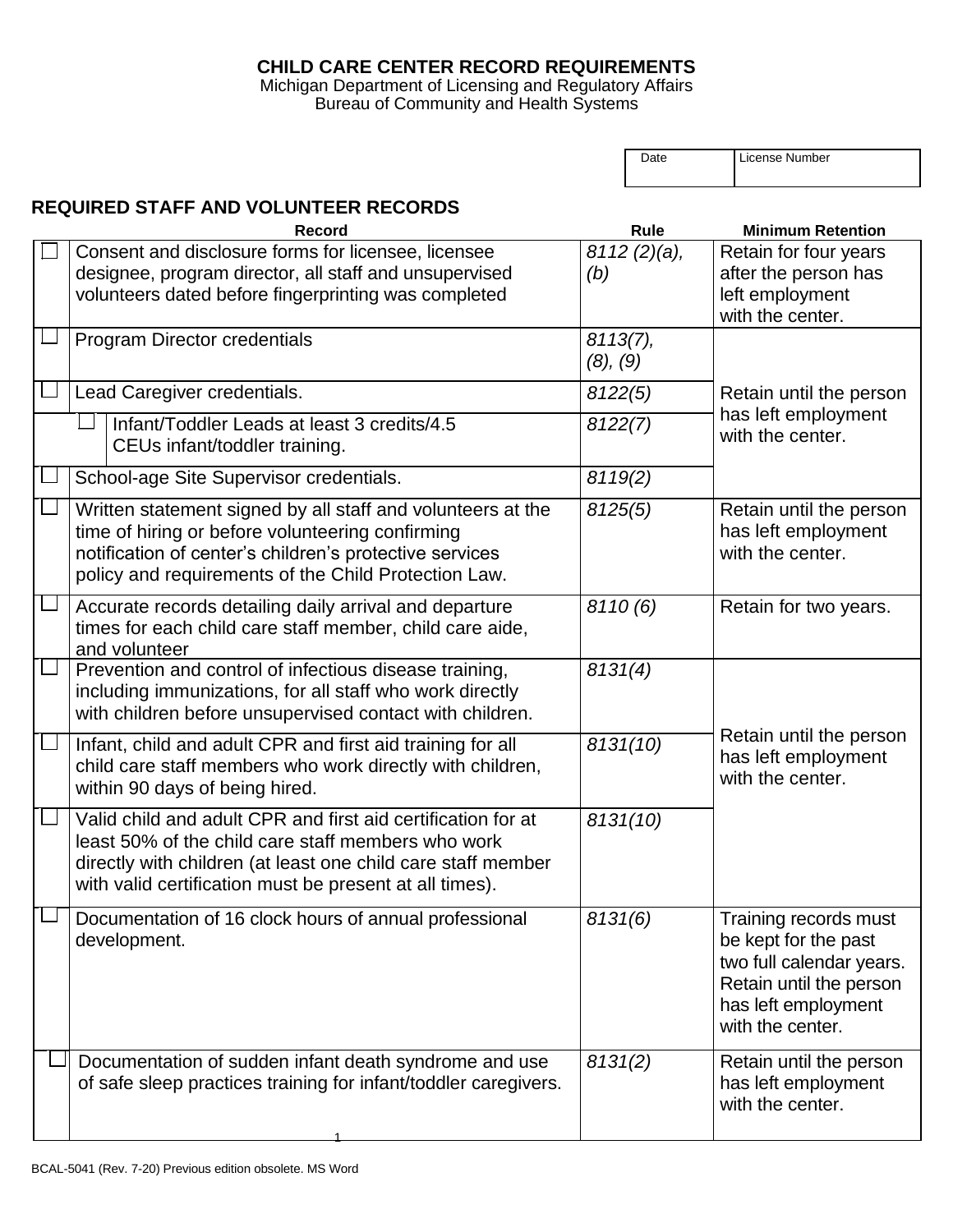# CHILD CARE CENTER RECORD REQUIREMENTS

Michigan Department of Licensing and Regulatory Affairs
Bureau of Community and Health Systems

| Date | License Number |
|---|---|
| | |

## REQUIRED STAFF AND VOLUNTEER RECORDS

| | Record | Rule | Minimum Retention |
|---|---|---|---|
| ☐ | Consent and disclosure forms for licensee, licensee designee, program director, all staff and unsupervised volunteers dated before fingerprinting was completed | *8112 (2)(a), (b)* | Retain for four years after the person has left employment with the center. |
| ☐ | Program Director credentials | *8113(7), (8), (9)* | Retain until the person has left employment with the center. |
| ☐ | Lead Caregiver credentials. | *8122(5)* | |
| ☐ | Infant/Toddler Leads at least 3 credits/4.5 CEUs infant/toddler training. | *8122(7)* | |
| ☐ | School-age Site Supervisor credentials. | *8119(2)* | |
| ☐ | Written statement signed by all staff and volunteers at the time of hiring or before volunteering confirming notification of center's children's protective services policy and requirements of the Child Protection Law. | *8125(5)* | Retain until the person has left employment with the center. |
| ☐ | Accurate records detailing daily arrival and departure times for each child care staff member, child care aide, and volunteer | *8110 (6)* | Retain for two years. |
| ☐ | Prevention and control of infectious disease training, including immunizations, for all staff who work directly with children before unsupervised contact with children. | *8131(4)* | Retain until the person has left employment with the center. |
| ☐ | Infant, child and adult CPR and first aid training for all child care staff members who work directly with children, within 90 days of being hired. | *8131(10)* | |
| ☐ | Valid child and adult CPR and first aid certification for at least 50% of the child care staff members who work directly with children (at least one child care staff member with valid certification must be present at all times). | *8131(10)* | |
| ☐ | Documentation of 16 clock hours of annual professional development. | *8131(6)* | Training records must be kept for the past two full calendar years. Retain until the person has left employment with the center. |
| ☐ | Documentation of sudden infant death syndrome and use of safe sleep practices training for infant/toddler caregivers. | *8131(2)* | Retain until the person has left employment with the center. |

BCAL-5041 (Rev. 7-20) Previous edition obsolete. MS Word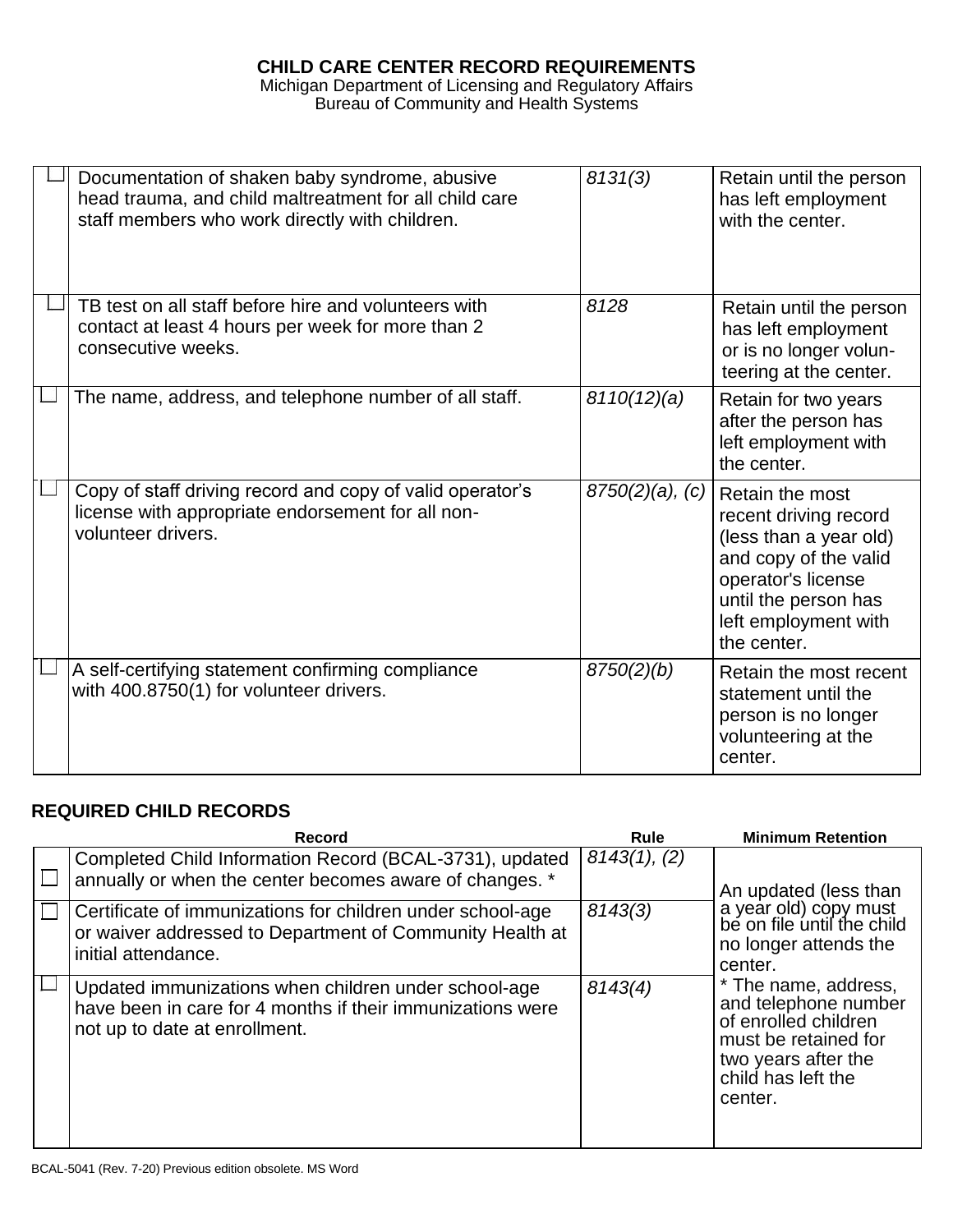**CHILD CARE CENTER RECORD REQUIREMENTS**
Michigan Department of Licensing and Regulatory Affairs
Bureau of Community and Health Systems

| | | | |
|---|---|---|---|
| ☐ | Documentation of shaken baby syndrome, abusive head trauma, and child maltreatment for all child care staff members who work directly with children. | *8131(3)* | Retain until the person has left employment with the center. |
| ☐ | TB test on all staff before hire and volunteers with contact at least 4 hours per week for more than 2 consecutive weeks. | *8128* | Retain until the person has left employment or is no longer volunteering at the center. |
| ☐ | The name, address, and telephone number of all staff. | *8110(12)(a)* | Retain for two years after the person has left employment with the center. |
| ☐ | Copy of staff driving record and copy of valid operator's license with appropriate endorsement for all non-volunteer drivers. | *8750(2)(a), (c)* | Retain the most recent driving record (less than a year old) and copy of the valid operator's license until the person has left employment with the center. |
| ☐ | A self-certifying statement confirming compliance with 400.8750(1) for volunteer drivers. | *8750(2)(b)* | Retain the most recent statement until the person is no longer volunteering at the center. |

## REQUIRED CHILD RECORDS

| | Record | Rule | Minimum Retention |
|---|---|---|---|
| ☐ | Completed Child Information Record (BCAL-3731), updated annually or when the center becomes aware of changes. * | *8143(1), (2)* | An updated (less than a year old) copy must be on file until the child no longer attends the center. * The name, address, and telephone number of enrolled children must be retained for two years after the child has left the center. |
| ☐ | Certificate of immunizations for children under school-age or waiver addressed to Department of Community Health at initial attendance. | *8143(3)* | |
| ☐ | Updated immunizations when children under school-age have been in care for 4 months if their immunizations were not up to date at enrollment. | *8143(4)* | |

BCAL-5041 (Rev. 7-20) Previous edition obsolete. MS Word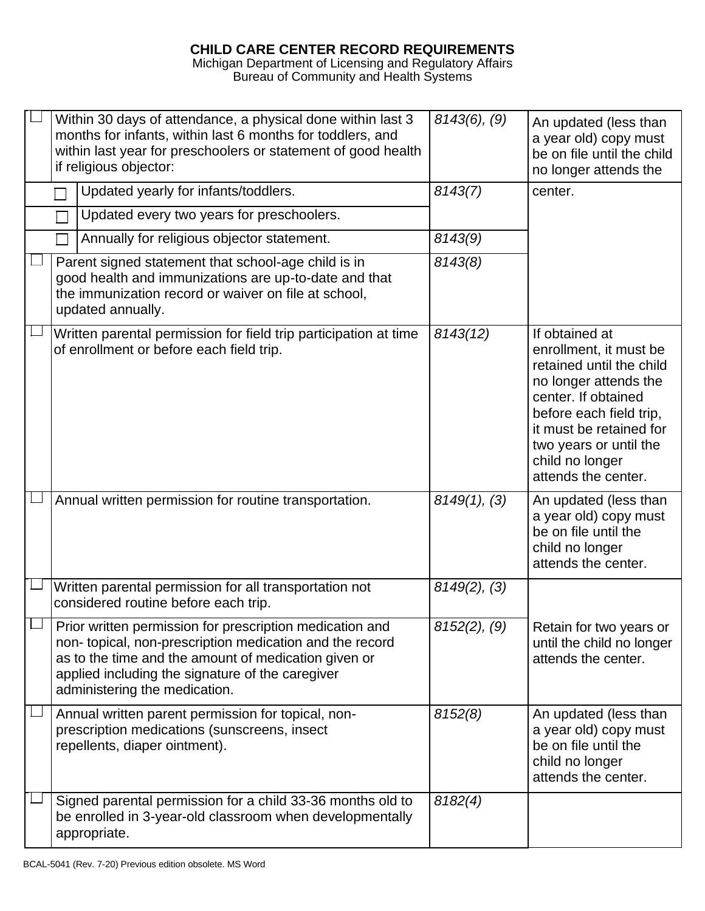**CHILD CARE CENTER RECORD REQUIREMENTS**
Michigan Department of Licensing and Regulatory Affairs
Bureau of Community and Health Systems

| ☐ | Requirement | Rule | Retention |
|---|---|---|---|
| ☐ | Within 30 days of attendance, a physical done within last 3 months for infants, within last 6 months for toddlers, and within last year for preschoolers or statement of good health if religious objector: | *8143(6), (9)* | An updated (less than a year old) copy must be on file until the child no longer attends the center. |
| ☐ | Updated yearly for infants/toddlers. | *8143(7)* | |
| ☐ | Updated every two years for preschoolers. | | |
| ☐ | Annually for religious objector statement. | *8143(9)* | |
| ☐ | Parent signed statement that school-age child is in good health and immunizations are up-to-date and that the immunization record or waiver on file at school, updated annually. | *8143(8)* | |
| ☐ | Written parental permission for field trip participation at time of enrollment or before each field trip. | *8143(12)* | If obtained at enrollment, it must be retained until the child no longer attends the center. If obtained before each field trip, it must be retained for two years or until the child no longer attends the center. |
| ☐ | Annual written permission for routine transportation. | *8149(1), (3)* | An updated (less than a year old) copy must be on file until the child no longer attends the center. |
| ☐ | Written parental permission for all transportation not considered routine before each trip. | *8149(2), (3)* | Retain for two years or until the child no longer attends the center. |
| ☐ | Prior written permission for prescription medication and non- topical, non-prescription medication and the record as to the time and the amount of medication given or applied including the signature of the caregiver administering the medication. | *8152(2), (9)* | |
| ☐ | Annual written parent permission for topical, non-prescription medications (sunscreens, insect repellents, diaper ointment). | *8152(8)* | An updated (less than a year old) copy must be on file until the child no longer attends the center. |
| ☐ | Signed parental permission for a child 33-36 months old to be enrolled in 3-year-old classroom when developmentally appropriate. | *8182(4)* | |

BCAL-5041 (Rev. 7-20) Previous edition obsolete. MS Word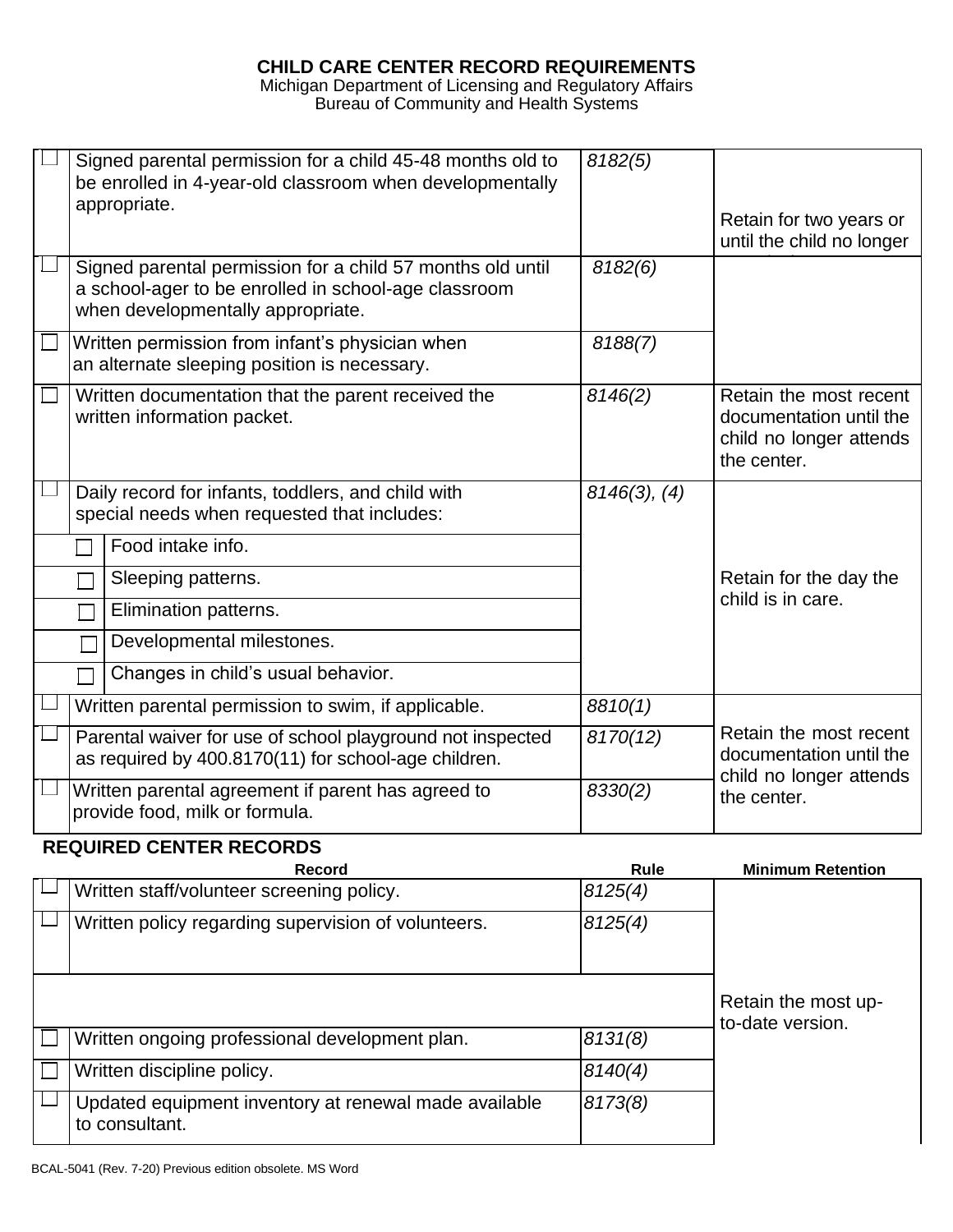# CHILD CARE CENTER RECORD REQUIREMENTS

Michigan Department of Licensing and Regulatory Affairs
Bureau of Community and Health Systems

| | | | | |
|---|---|---|---|---|
| ☐ | Signed parental permission for a child 45-48 months old to be enrolled in 4-year-old classroom when developmentally appropriate. | | *8182(5)* | Retain for two years or until the child no longer |
| ☐ | Signed parental permission for a child 57 months old until a school-ager to be enrolled in school-age classroom when developmentally appropriate. | | *8182(6)* | |
| ☐ | Written permission from infant's physician when an alternate sleeping position is necessary. | | *8188(7)* | |
| ☐ | Written documentation that the parent received the written information packet. | | *8146(2)* | Retain the most recent documentation until the child no longer attends the center. |
| ☐ | Daily record for infants, toddlers, and child with special needs when requested that includes: | | *8146(3), (4)* | Retain for the day the child is in care. |
| | ☐ | Food intake info. | | |
| | ☐ | Sleeping patterns. | | |
| | ☐ | Elimination patterns. | | |
| | ☐ | Developmental milestones. | | |
| | ☐ | Changes in child's usual behavior. | | |
| ☐ | Written parental permission to swim, if applicable. | | *8810(1)* | Retain the most recent documentation until the child no longer attends the center. |
| ☐ | Parental waiver for use of school playground not inspected as required by 400.8170(11) for school-age children. | | *8170(12)* | |
| ☐ | Written parental agreement if parent has agreed to provide food, milk or formula. | | *8330(2)* | |

## REQUIRED CENTER RECORDS

| | Record | Rule | Minimum Retention |
|---|---|---|---|
| ☐ | Written staff/volunteer screening policy. | *8125(4)* | Retain the most up-to-date version. |
| ☐ | Written policy regarding supervision of volunteers. | *8125(4)* | |
| | | | |
| ☐ | Written ongoing professional development plan. | *8131(8)* | |
| ☐ | Written discipline policy. | *8140(4)* | |
| ☐ | Updated equipment inventory at renewal made available to consultant. | *8173(8)* | |

BCAL-5041 (Rev. 7-20) Previous edition obsolete. MS Word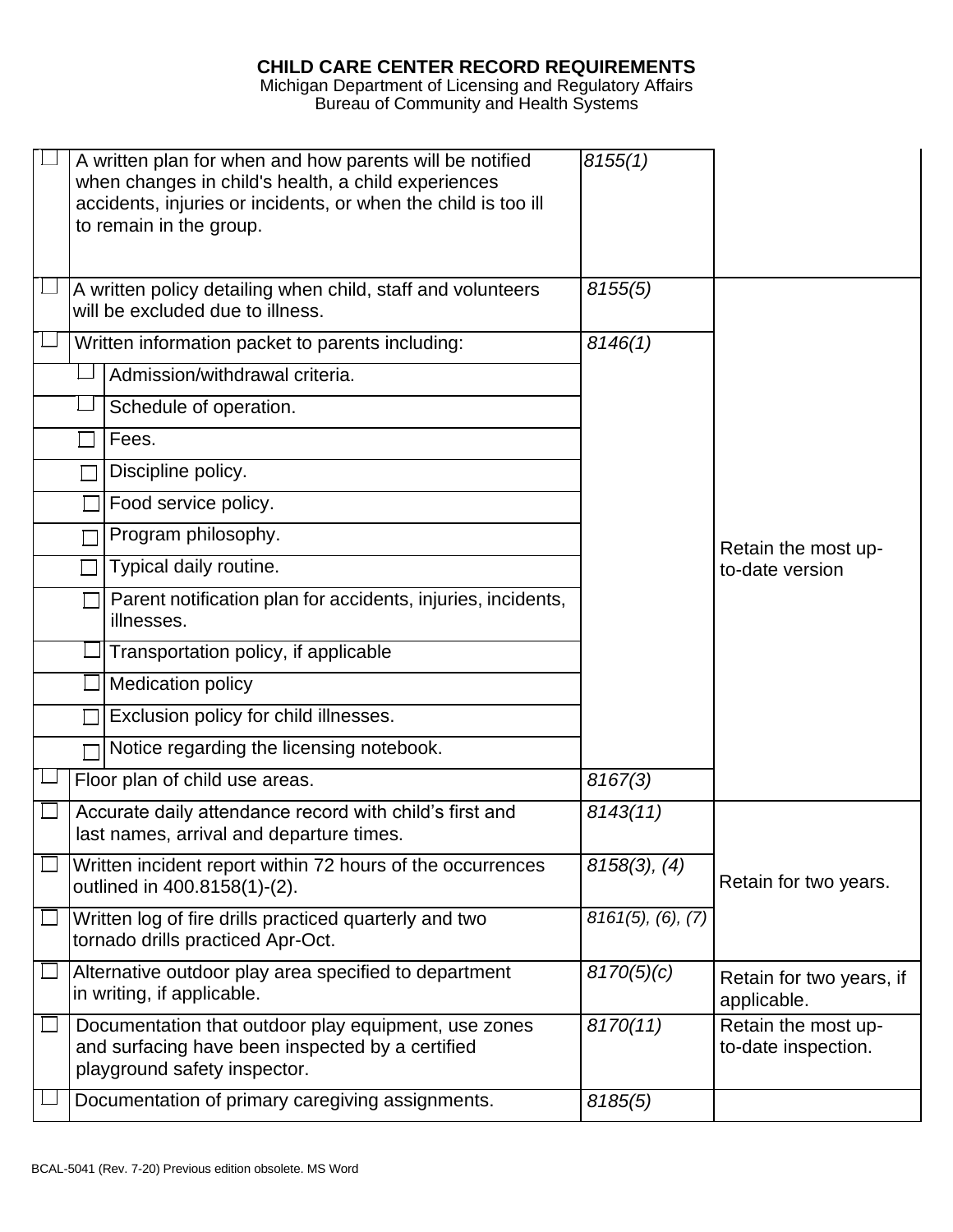**CHILD CARE CENTER RECORD REQUIREMENTS**
Michigan Department of Licensing and Regulatory Affairs
Bureau of Community and Health Systems

| | | | |
|---|---|---|---|
| ☐ | A written plan for when and how parents will be notified when changes in child's health, a child experiences accidents, injuries or incidents, or when the child is too ill to remain in the group. | *8155(1)* | |
| ☐ | A written policy detailing when child, staff and volunteers will be excluded due to illness. | *8155(5)* | Retain the most up-to-date version |
| ☐ | Written information packet to parents including: | *8146(1)* | |
| | ☐ Admission/withdrawal criteria. | | |
| | ☐ Schedule of operation. | | |
| | ☐ Fees. | | |
| | ☐ Discipline policy. | | |
| | ☐ Food service policy. | | |
| | ☐ Program philosophy. | | |
| | ☐ Typical daily routine. | | |
| | ☐ Parent notification plan for accidents, injuries, incidents, illnesses. | | |
| | ☐ Transportation policy, if applicable | | |
| | ☐ Medication policy | | |
| | ☐ Exclusion policy for child illnesses. | | |
| | ☐ Notice regarding the licensing notebook. | | |
| ☐ | Floor plan of child use areas. | *8167(3)* | |
| ☐ | Accurate daily attendance record with child's first and last names, arrival and departure times. | *8143(11)* | Retain for two years. |
| ☐ | Written incident report within 72 hours of the occurrences outlined in 400.8158(1)-(2). | *8158(3), (4)* | |
| ☐ | Written log of fire drills practiced quarterly and two tornado drills practiced Apr-Oct. | *8161(5), (6), (7)* | |
| ☐ | Alternative outdoor play area specified to department in writing, if applicable. | *8170(5)(c)* | Retain for two years, if applicable. |
| ☐ | Documentation that outdoor play equipment, use zones and surfacing have been inspected by a certified playground safety inspector. | *8170(11)* | Retain the most up-to-date inspection. |
| ☐ | Documentation of primary caregiving assignments. | *8185(5)* | |

BCAL-5041 (Rev. 7-20) Previous edition obsolete. MS Word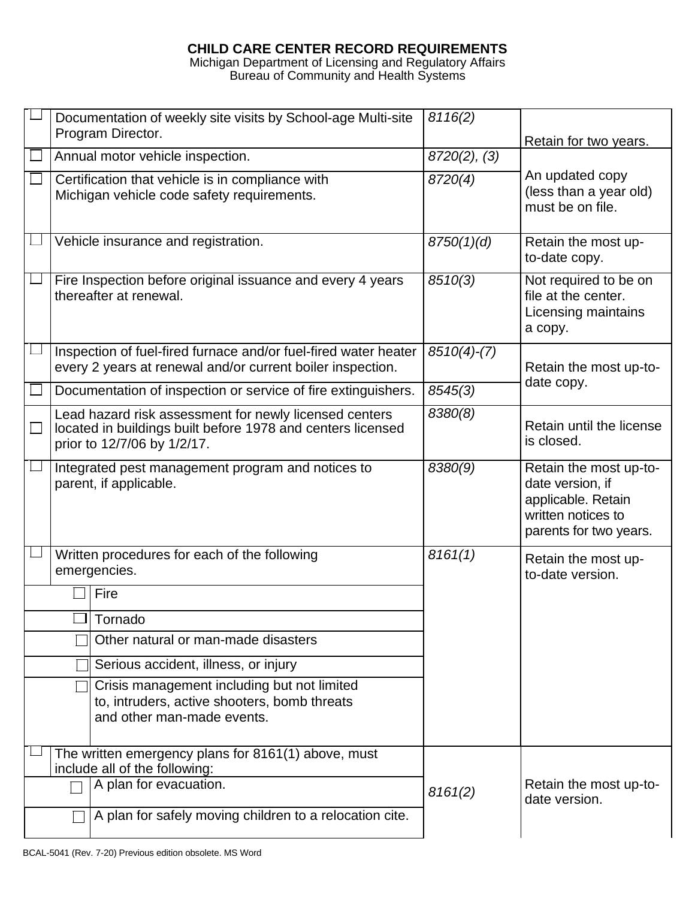**CHILD CARE CENTER RECORD REQUIREMENTS**
Michigan Department of Licensing and Regulatory Affairs
Bureau of Community and Health Systems

| | | | |
|---|---|---|---|
| ☐ | Documentation of weekly site visits by School-age Multi-site Program Director. | *8116(2)* | Retain for two years. |
| ☐ | Annual motor vehicle inspection. | *8720(2), (3)* | An updated copy (less than a year old) must be on file. |
| ☐ | Certification that vehicle is in compliance with Michigan vehicle code safety requirements. | *8720(4)* | |
| ☐ | Vehicle insurance and registration. | *8750(1)(d)* | Retain the most up-to-date copy. |
| ☐ | Fire Inspection before original issuance and every 4 years thereafter at renewal. | *8510(3)* | Not required to be on file at the center. Licensing maintains a copy. |
| ☐ | Inspection of fuel-fired furnace and/or fuel-fired water heater every 2 years at renewal and/or current boiler inspection. | *8510(4)-(7)* | Retain the most up-to-date copy. |
| ☐ | Documentation of inspection or service of fire extinguishers. | *8545(3)* | |
| ☐ | Lead hazard risk assessment for newly licensed centers located in buildings built before 1978 and centers licensed prior to 12/7/06 by 1/2/17. | *8380(8)* | Retain until the license is closed. |
| ☐ | Integrated pest management program and notices to parent, if applicable. | *8380(9)* | Retain the most up-to-date version, if applicable. Retain written notices to parents for two years. |
| ☐ | Written procedures for each of the following emergencies. | *8161(1)* | Retain the most up-to-date version. |
| | ☐ Fire | | |
| | ☐ Tornado | | |
| | ☐ Other natural or man-made disasters | | |
| | ☐ Serious accident, illness, or injury | | |
| | ☐ Crisis management including but not limited to, intruders, active shooters, bomb threats and other man-made events. | | |
| ☐ | The written emergency plans for 8161(1) above, must include all of the following: | *8161(2)* | Retain the most up-to-date version. |
| | ☐ A plan for evacuation. | | |
| | ☐ A plan for safely moving children to a relocation cite. | | |

BCAL-5041 (Rev. 7-20) Previous edition obsolete. MS Word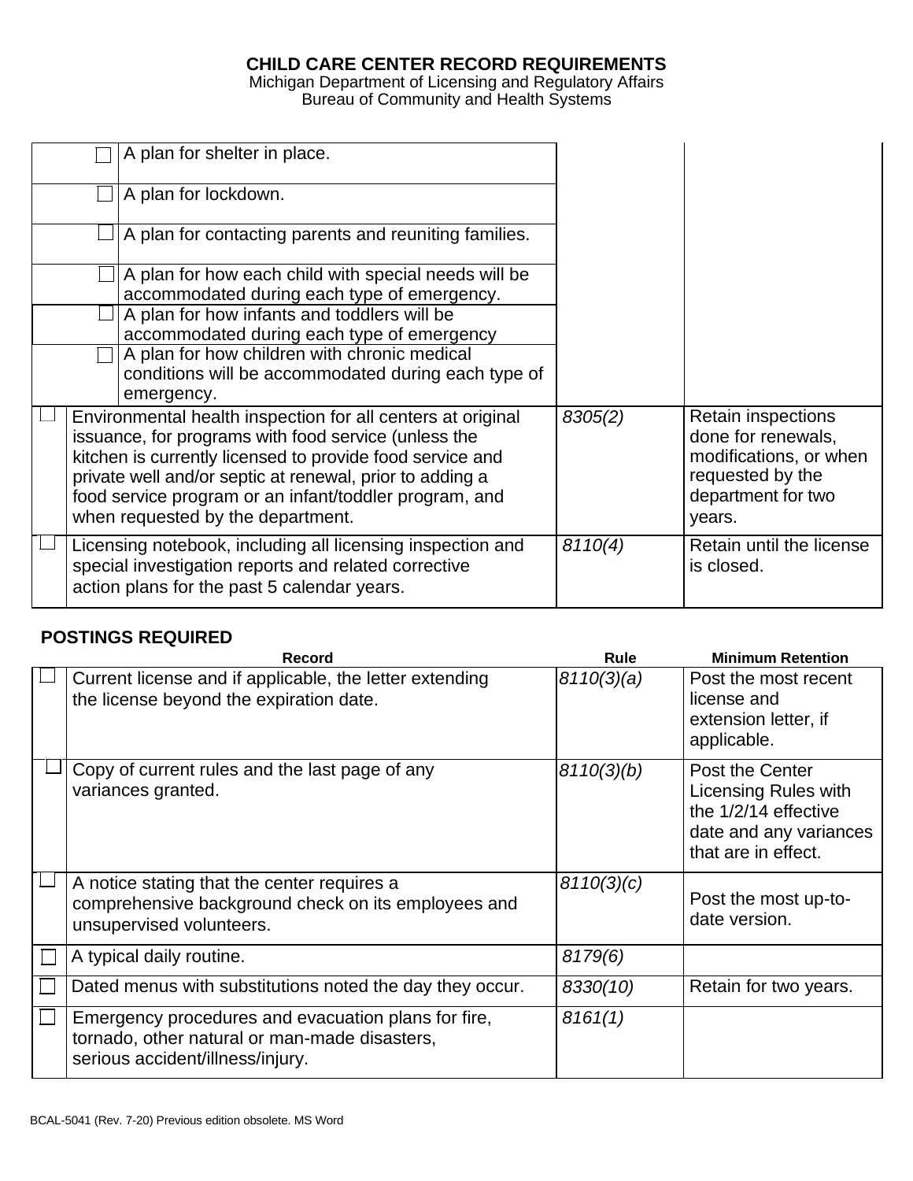# CHILD CARE CENTER RECORD REQUIREMENTS

Michigan Department of Licensing and Regulatory Affairs
Bureau of Community and Health Systems

| | | | |
|---|---|---|---|
| ☐ | A plan for shelter in place. | | |
| ☐ | A plan for lockdown. | | |
| ☐ | A plan for contacting parents and reuniting families. | | |
| ☐ | A plan for how each child with special needs will be accommodated during each type of emergency. | | |
| ☐ | A plan for how infants and toddlers will be accommodated during each type of emergency | | |
| ☐ | A plan for how children with chronic medical conditions will be accommodated during each type of emergency. | | |
| ☐ | Environmental health inspection for all centers at original issuance, for programs with food service (unless the kitchen is currently licensed to provide food service and private well and/or septic at renewal, prior to adding a food service program or an infant/toddler program, and when requested by the department. | *8305(2)* | Retain inspections done for renewals, modifications, or when requested by the department for two years. |
| ☐ | Licensing notebook, including all licensing inspection and special investigation reports and related corrective action plans for the past 5 calendar years. | *8110(4)* | Retain until the license is closed. |

## POSTINGS REQUIRED

| | Record | Rule | Minimum Retention |
|---|---|---|---|
| ☐ | Current license and if applicable, the letter extending the license beyond the expiration date. | *8110(3)(a)* | Post the most recent license and extension letter, if applicable. |
| ☐ | Copy of current rules and the last page of any variances granted. | *8110(3)(b)* | Post the Center Licensing Rules with the 1/2/14 effective date and any variances that are in effect. |
| ☐ | A notice stating that the center requires a comprehensive background check on its employees and unsupervised volunteers. | *8110(3)(c)* | Post the most up-to-date version. |
| ☐ | A typical daily routine. | *8179(6)* | |
| ☐ | Dated menus with substitutions noted the day they occur. | *8330(10)* | Retain for two years. |
| ☐ | Emergency procedures and evacuation plans for fire, tornado, other natural or man-made disasters, serious accident/illness/injury. | *8161(1)* | |

BCAL-5041 (Rev. 7-20) Previous edition obsolete. MS Word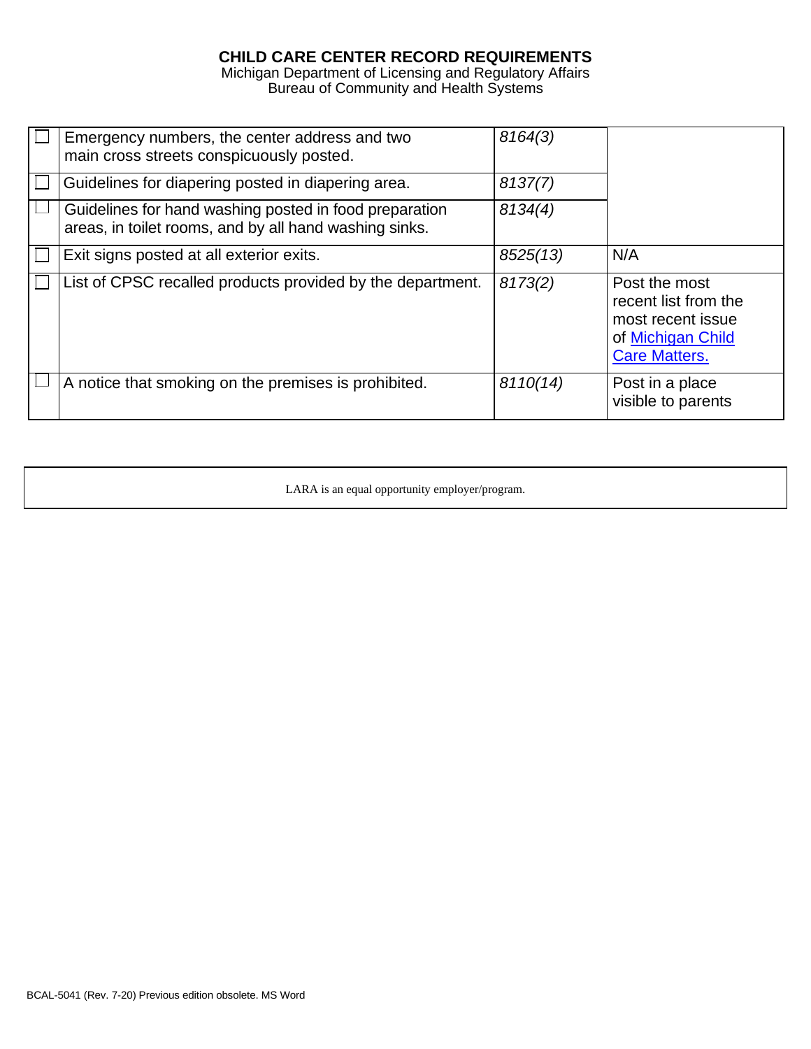# CHILD CARE CENTER RECORD REQUIREMENTS

Michigan Department of Licensing and Regulatory Affairs
Bureau of Community and Health Systems

| | | | |
|---|---|---|---|
| ☐ | Emergency numbers, the center address and two main cross streets conspicuously posted. | *8164(3)* | |
| ☐ | Guidelines for diapering posted in diapering area. | *8137(7)* | |
| ☐ | Guidelines for hand washing posted in food preparation areas, in toilet rooms, and by all hand washing sinks. | *8134(4)* | |
| ☐ | Exit signs posted at all exterior exits. | *8525(13)* | N/A |
| ☐ | List of CPSC recalled products provided by the department. | *8173(2)* | Post the most recent list from the most recent issue of [Michigan Child Care Matters.]() |
| ☐ | A notice that smoking on the premises is prohibited. | *8110(14)* | Post in a place visible to parents |

LARA is an equal opportunity employer/program.

BCAL-5041 (Rev. 7-20) Previous edition obsolete. MS Word